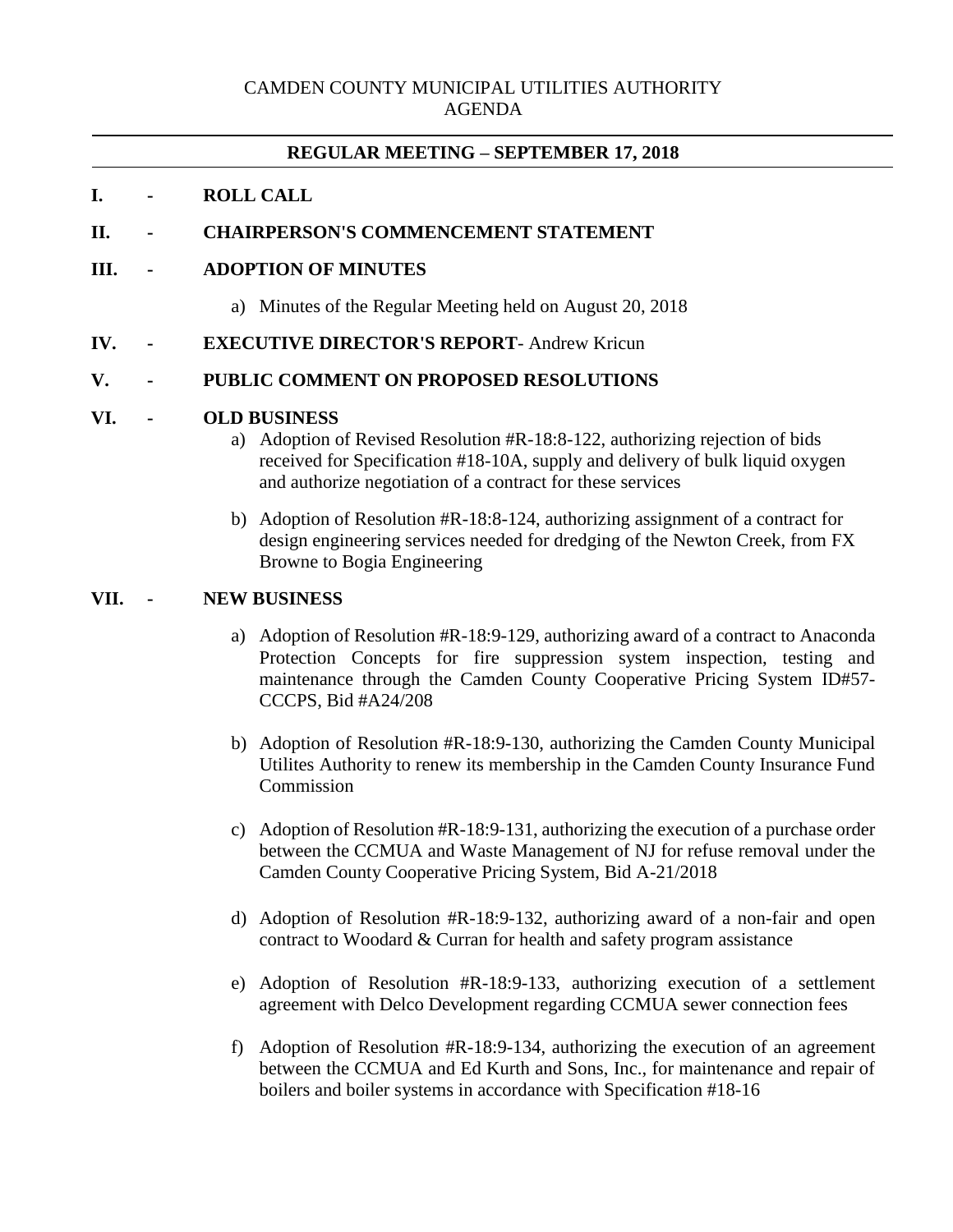CAMDEN COUNTY MUNICIPAL UTILITIES AUTHORITY
AGENDA

## REGULAR MEETING – SEPTEMBER 17, 2018

**I. - ROLL CALL**

**II. - CHAIRPERSON'S COMMENCEMENT STATEMENT**

**III. - ADOPTION OF MINUTES**

a) Minutes of the Regular Meeting held on August 20, 2018

**IV. - EXECUTIVE DIRECTOR'S REPORT**- Andrew Kricun

**V. - PUBLIC COMMENT ON PROPOSED RESOLUTIONS**

**VI. - OLD BUSINESS**

a) Adoption of Revised Resolution #R-18:8-122, authorizing rejection of bids received for Specification #18-10A, supply and delivery of bulk liquid oxygen and authorize negotiation of a contract for these services

b) Adoption of Resolution #R-18:8-124, authorizing assignment of a contract for design engineering services needed for dredging of the Newton Creek, from FX Browne to Bogia Engineering

**VII. - NEW BUSINESS**

a) Adoption of Resolution #R-18:9-129, authorizing award of a contract to Anaconda Protection Concepts for fire suppression system inspection, testing and maintenance through the Camden County Cooperative Pricing System ID#57-CCCPS, Bid #A24/208

b) Adoption of Resolution #R-18:9-130, authorizing the Camden County Municipal Utilites Authority to renew its membership in the Camden County Insurance Fund Commission

c) Adoption of Resolution #R-18:9-131, authorizing the execution of a purchase order between the CCMUA and Waste Management of NJ for refuse removal under the Camden County Cooperative Pricing System, Bid A-21/2018

d) Adoption of Resolution #R-18:9-132, authorizing award of a non-fair and open contract to Woodard & Curran for health and safety program assistance

e) Adoption of Resolution #R-18:9-133, authorizing execution of a settlement agreement with Delco Development regarding CCMUA sewer connection fees

f) Adoption of Resolution #R-18:9-134, authorizing the execution of an agreement between the CCMUA and Ed Kurth and Sons, Inc., for maintenance and repair of boilers and boiler systems in accordance with Specification #18-16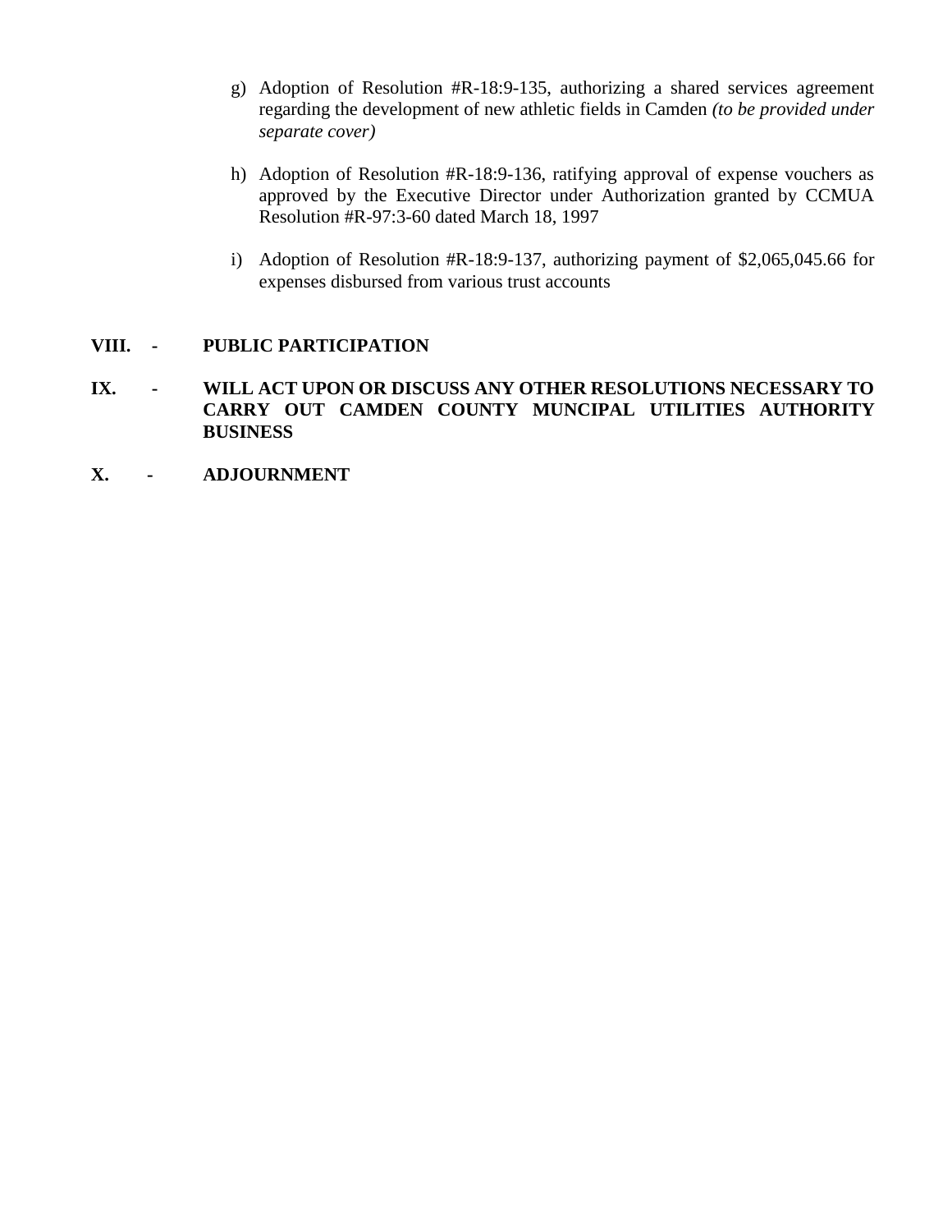g) Adoption of Resolution #R-18:9-135, authorizing a shared services agreement regarding the development of new athletic fields in Camden *(to be provided under separate cover)*

h) Adoption of Resolution #R-18:9-136, ratifying approval of expense vouchers as approved by the Executive Director under Authorization granted by CCMUA Resolution #R-97:3-60 dated March 18, 1997

i) Adoption of Resolution #R-18:9-137, authorizing payment of $2,065,045.66 for expenses disbursed from various trust accounts

**VIII. - PUBLIC PARTICIPATION**

**IX. - WILL ACT UPON OR DISCUSS ANY OTHER RESOLUTIONS NECESSARY TO CARRY OUT CAMDEN COUNTY MUNCIPAL UTILITIES AUTHORITY BUSINESS**

**X. - ADJOURNMENT**